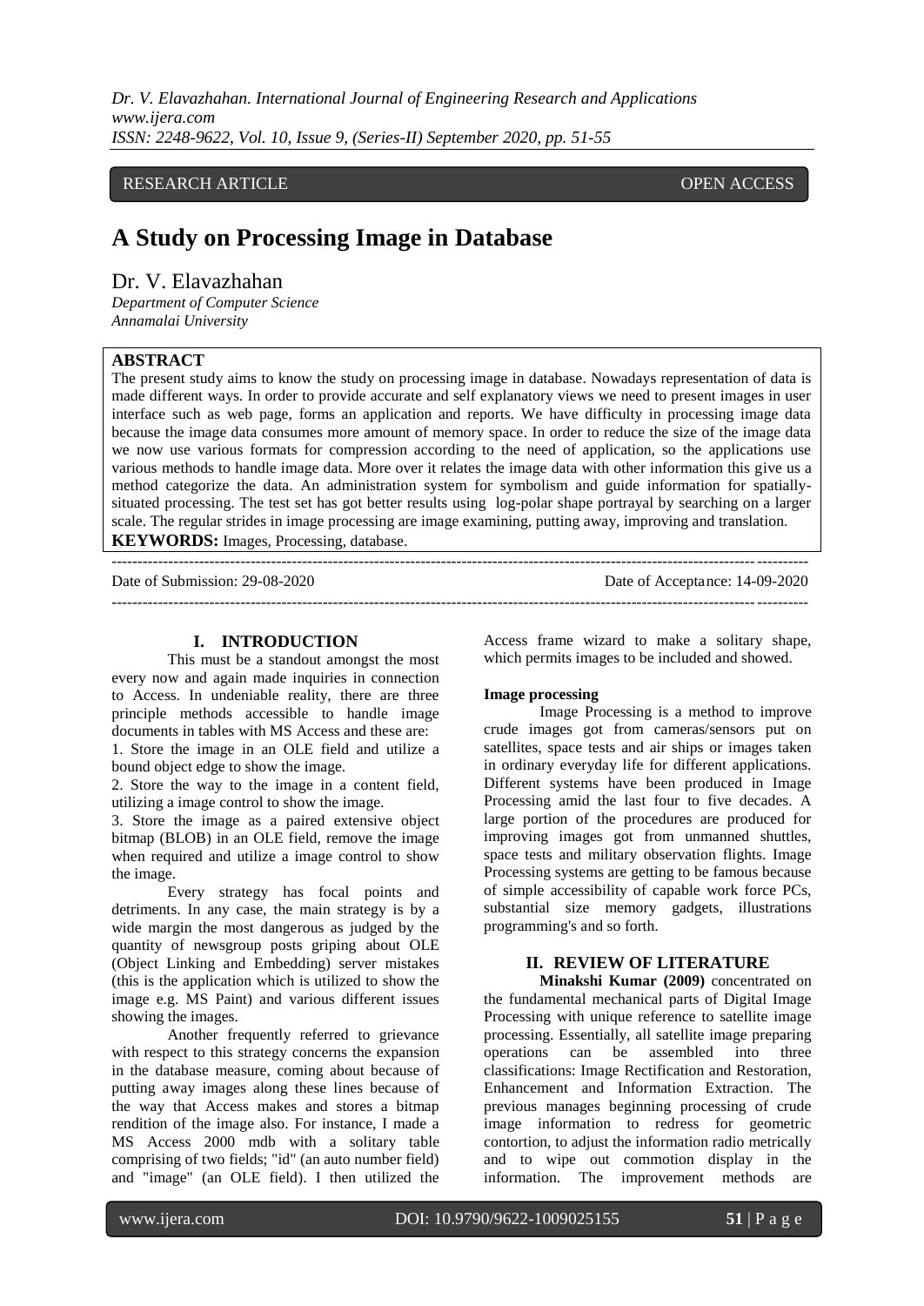RESEARCH ARTICLE OPEN ACCESS

# A Study on Processing Image in Database

Dr. V. Elavazhahan

*Department of Computer Science*
*Annamalai University*

**ABSTRACT**

The present study aims to know the study on processing image in database. Nowadays representation of data is made different ways. In order to provide accurate and self explanatory views we need to present images in user interface such as web page, forms an application and reports. We have difficulty in processing image data because the image data consumes more amount of memory space. In order to reduce the size of the image data we now use various formats for compression according to the need of application, so the applications use various methods to handle image data. More over it relates the image data with other information this give us a method categorize the data. An administration system for symbolism and guide information for spatially-situated processing. The test set has got better results using log-polar shape portrayal by searching on a larger scale. The regular strides in image processing are image examining, putting away, improving and translation.

**KEYWORDS:** Images, Processing, database.

---

Date of Submission: 29-08-2020 Date of Acceptance: 14-09-2020

---

## I. INTRODUCTION

This must be a standout amongst the most every now and again made inquiries in connection to Access. In undeniable reality, there are three principle methods accessible to handle image documents in tables with MS Access and these are:

1. Store the image in an OLE field and utilize a bound object edge to show the image.
2. Store the way to the image in a content field, utilizing a image control to show the image.
3. Store the image as a paired extensive object bitmap (BLOB) in an OLE field, remove the image when required and utilize a image control to show the image.

Every strategy has focal points and detriments. In any case, the main strategy is by a wide margin the most dangerous as judged by the quantity of newsgroup posts griping about OLE (Object Linking and Embedding) server mistakes (this is the application which is utilized to show the image e.g. MS Paint) and various different issues showing the images.

Another frequently referred to grievance with respect to this strategy concerns the expansion in the database measure, coming about because of putting away images along these lines because of the way that Access makes and stores a bitmap rendition of the image also. For instance, I made a MS Access 2000 mdb with a solitary table comprising of two fields; "id" (an auto number field) and "image" (an OLE field). I then utilized the Access frame wizard to make a solitary shape, which permits images to be included and showed.

### Image processing

Image Processing is a method to improve crude images got from cameras/sensors put on satellites, space tests and air ships or images taken in ordinary everyday life for different applications. Different systems have been produced in Image Processing amid the last four to five decades. A large portion of the procedures are produced for improving images got from unmanned shuttles, space tests and military observation flights. Image Processing systems are getting to be famous because of simple accessibility of capable work force PCs, substantial size memory gadgets, illustrations programming's and so forth.

## II. REVIEW OF LITERATURE

**Minakshi Kumar (2009)** concentrated on the fundamental mechanical parts of Digital Image Processing with unique reference to satellite image processing. Essentially, all satellite image preparing operations can be assembled into three classifications: Image Rectification and Restoration, Enhancement and Information Extraction. The previous manages beginning processing of crude image information to redress for geometric contortion, to adjust the information radio metrically and to wipe out commotion display in the information. The improvement methods are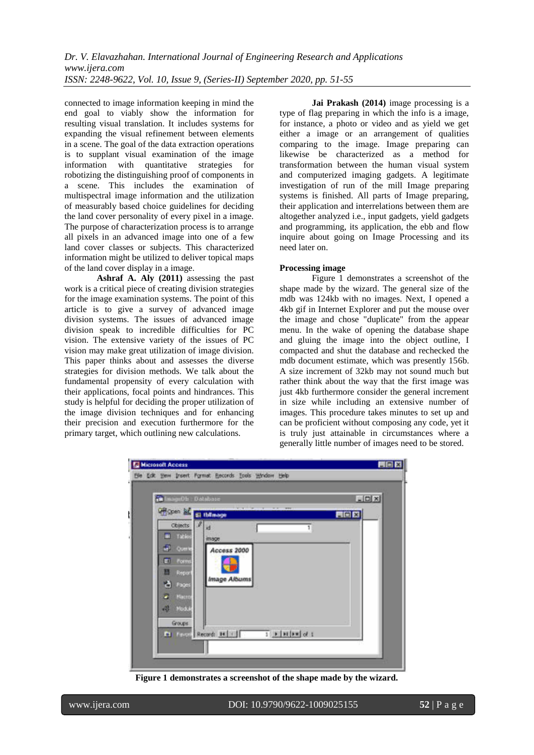connected to image information keeping in mind the end goal to viably show the information for resulting visual translation. It includes systems for expanding the visual refinement between elements in a scene. The goal of the data extraction operations is to supplant visual examination of the image information with quantitative strategies for robotizing the distinguishing proof of components in a scene. This includes the examination of multispectral image information and the utilization of measurably based choice guidelines for deciding the land cover personality of every pixel in a image. The purpose of characterization process is to arrange all pixels in an advanced image into one of a few land cover classes or subjects. This characterized information might be utilized to deliver topical maps of the land cover display in a image.

**Ashraf A. Aly (2011)** assessing the past work is a critical piece of creating division strategies for the image examination systems. The point of this article is to give a survey of advanced image division systems. The issues of advanced image division speak to incredible difficulties for PC vision. The extensive variety of the issues of PC vision may make great utilization of image division. This paper thinks about and assesses the diverse strategies for division methods. We talk about the fundamental propensity of every calculation with their applications, focal points and hindrances. This study is helpful for deciding the proper utilization of the image division techniques and for enhancing their precision and execution furthermore for the primary target, which outlining new calculations.

**Jai Prakash (2014)** image processing is a type of flag preparing in which the info is a image, for instance, a photo or video and as yield we get either a image or an arrangement of qualities comparing to the image. Image preparing can likewise be characterized as a method for transformation between the human visual system and computerized imaging gadgets. A legitimate investigation of run of the mill Image preparing systems is finished. All parts of Image preparing, their application and interrelations between them are altogether analyzed i.e., input gadgets, yield gadgets and programming, its application, the ebb and flow inquire about going on Image Processing and its need later on.

**Processing image**

Figure 1 demonstrates a screenshot of the shape made by the wizard. The general size of the mdb was 124kb with no images. Next, I opened a 4kb gif in Internet Explorer and put the mouse over the image and chose "duplicate" from the appear menu. In the wake of opening the database shape and gluing the image into the object outline, I compacted and shut the database and rechecked the mdb document estimate, which was presently 156b. A size increment of 32kb may not sound much but rather think about the way that the first image was just 4kb furthermore consider the general increment in size while including an extensive number of images. This procedure takes minutes to set up and can be proficient without composing any code, yet it is truly just attainable in circumstances where a generally little number of images need to be stored.

**Figure 1 demonstrates a screenshot of the shape made by the wizard.**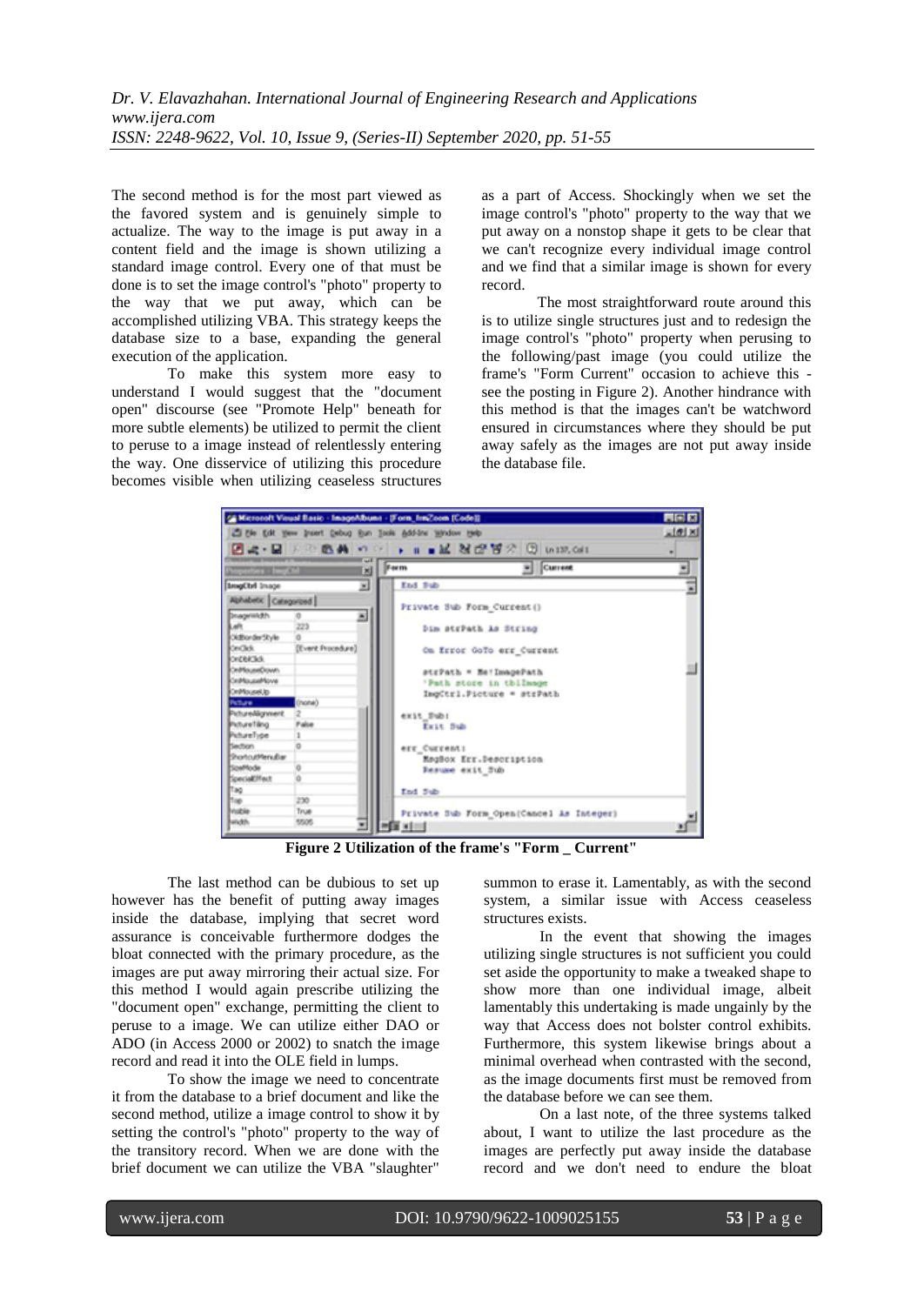The second method is for the most part viewed as the favored system and is genuinely simple to actualize. The way to the image is put away in a content field and the image is shown utilizing a standard image control. Every one of that must be done is to set the image control's "photo" property to the way that we put away, which can be accomplished utilizing VBA. This strategy keeps the database size to a base, expanding the general execution of the application.

To make this system more easy to understand I would suggest that the "document open" discourse (see "Promote Help" beneath for more subtle elements) be utilized to permit the client to peruse to a image instead of relentlessly entering the way. One disservice of utilizing this procedure becomes visible when utilizing ceaseless structures as a part of Access. Shockingly when we set the image control's "photo" property to the way that we put away on a nonstop shape it gets to be clear that we can't recognize every individual image control and we find that a similar image is shown for every record.

The most straightforward route around this is to utilize single structures just and to redesign the image control's "photo" property when perusing to the following/past image (you could utilize the frame's "Form Current" occasion to achieve this - see the posting in Figure 2). Another hindrance with this method is that the images can't be watchword ensured in circumstances where they should be put away safely as the images are not put away inside the database file.

**Figure 2 Utilization of the frame's "Form _ Current"**

The last method can be dubious to set up however has the benefit of putting away images inside the database, implying that secret word assurance is conceivable furthermore dodges the bloat connected with the primary procedure, as the images are put away mirroring their actual size. For this method I would again prescribe utilizing the "document open" exchange, permitting the client to peruse to a image. We can utilize either DAO or ADO (in Access 2000 or 2002) to snatch the image record and read it into the OLE field in lumps.

To show the image we need to concentrate it from the database to a brief document and like the second method, utilize a image control to show it by setting the control's "photo" property to the way of the transitory record. When we are done with the brief document we can utilize the VBA "slaughter" summon to erase it. Lamentably, as with the second system, a similar issue with Access ceaseless structures exists.

In the event that showing the images utilizing single structures is not sufficient you could set aside the opportunity to make a tweaked shape to show more than one individual image, albeit lamentably this undertaking is made ungainly by the way that Access does not bolster control exhibits. Furthermore, this system likewise brings about a minimal overhead when contrasted with the second, as the image documents first must be removed from the database before we can see them.

On a last note, of the three systems talked about, I want to utilize the last procedure as the images are perfectly put away inside the database record and we don't need to endure the bloat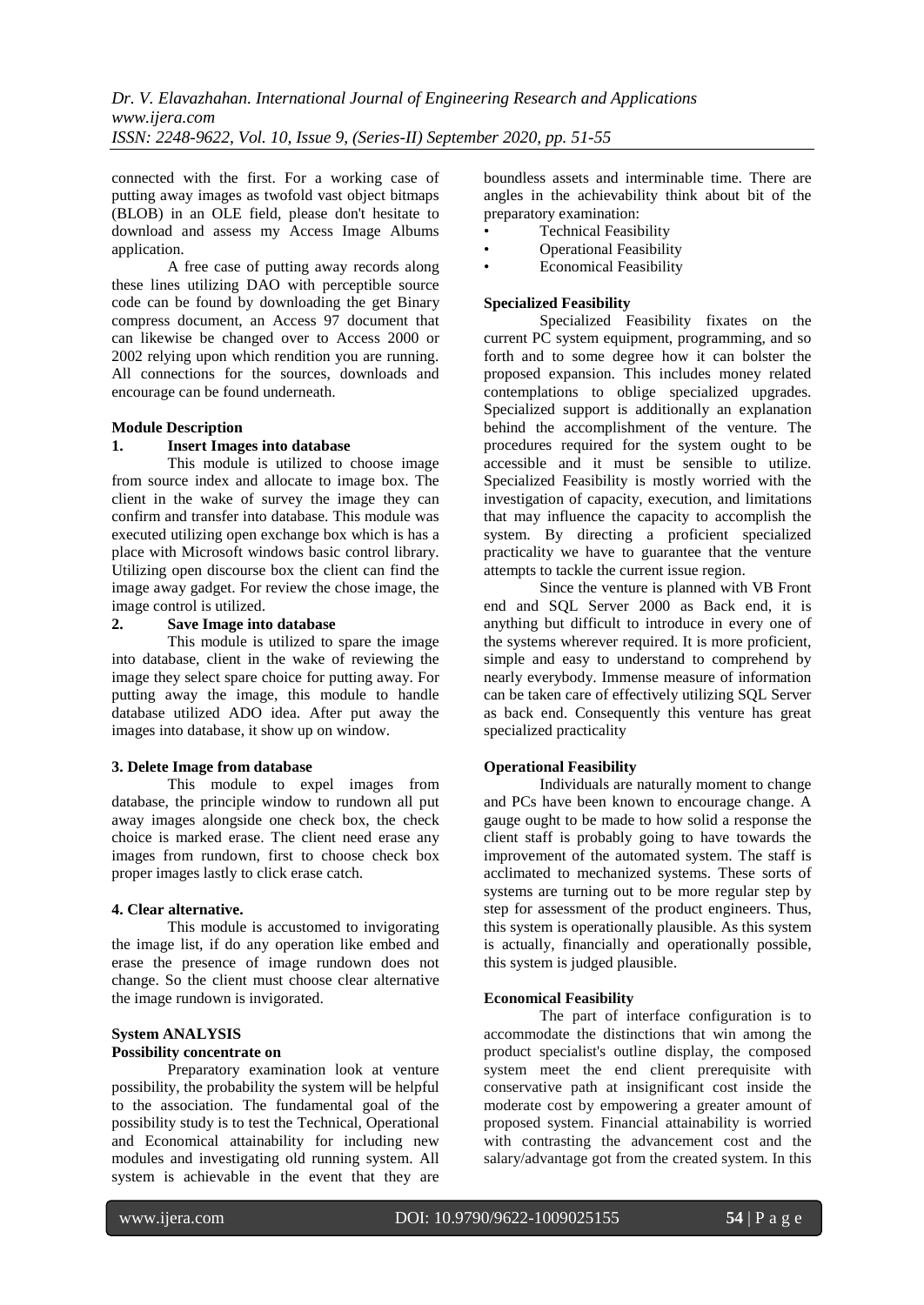connected with the first. For a working case of putting away images as twofold vast object bitmaps (BLOB) in an OLE field, please don't hesitate to download and assess my Access Image Albums application.

A free case of putting away records along these lines utilizing DAO with perceptible source code can be found by downloading the get Binary compress document, an Access 97 document that can likewise be changed over to Access 2000 or 2002 relying upon which rendition you are running. All connections for the sources, downloads and encourage can be found underneath.

**Module Description**

**1. Insert Images into database**

This module is utilized to choose image from source index and allocate to image box. The client in the wake of survey the image they can confirm and transfer into database. This module was executed utilizing open exchange box which is has a place with Microsoft windows basic control library. Utilizing open discourse box the client can find the image away gadget. For review the chose image, the image control is utilized.

**2. Save Image into database**

This module is utilized to spare the image into database, client in the wake of reviewing the image they select spare choice for putting away. For putting away the image, this module to handle database utilized ADO idea. After put away the images into database, it show up on window.

**3. Delete Image from database**

This module to expel images from database, the principle window to rundown all put away images alongside one check box, the check choice is marked erase. The client need erase any images from rundown, first to choose check box proper images lastly to click erase catch.

**4. Clear alternative.**

This module is accustomed to invigorating the image list, if do any operation like embed and erase the presence of image rundown does not change. So the client must choose clear alternative the image rundown is invigorated.

**System ANALYSIS**

**Possibility concentrate on**

Preparatory examination look at venture possibility, the probability the system will be helpful to the association. The fundamental goal of the possibility study is to test the Technical, Operational and Economical attainability for including new modules and investigating old running system. All system is achievable in the event that they are boundless assets and interminable time. There are angles in the achievability think about bit of the preparatory examination:

- Technical Feasibility
- Operational Feasibility
- Economical Feasibility

**Specialized Feasibility**

Specialized Feasibility fixates on the current PC system equipment, programming, and so forth and to some degree how it can bolster the proposed expansion. This includes money related contemplations to oblige specialized upgrades. Specialized support is additionally an explanation behind the accomplishment of the venture. The procedures required for the system ought to be accessible and it must be sensible to utilize. Specialized Feasibility is mostly worried with the investigation of capacity, execution, and limitations that may influence the capacity to accomplish the system. By directing a proficient specialized practicality we have to guarantee that the venture attempts to tackle the current issue region.

Since the venture is planned with VB Front end and SQL Server 2000 as Back end, it is anything but difficult to introduce in every one of the systems wherever required. It is more proficient, simple and easy to understand to comprehend by nearly everybody. Immense measure of information can be taken care of effectively utilizing SQL Server as back end. Consequently this venture has great specialized practicality

**Operational Feasibility**

Individuals are naturally moment to change and PCs have been known to encourage change. A gauge ought to be made to how solid a response the client staff is probably going to have towards the improvement of the automated system. The staff is acclimated to mechanized systems. These sorts of systems are turning out to be more regular step by step for assessment of the product engineers. Thus, this system is operationally plausible. As this system is actually, financially and operationally possible, this system is judged plausible.

**Economical Feasibility**

The part of interface configuration is to accommodate the distinctions that win among the product specialist's outline display, the composed system meet the end client prerequisite with conservative path at insignificant cost inside the moderate cost by empowering a greater amount of proposed system. Financial attainability is worried with contrasting the advancement cost and the salary/advantage got from the created system. In this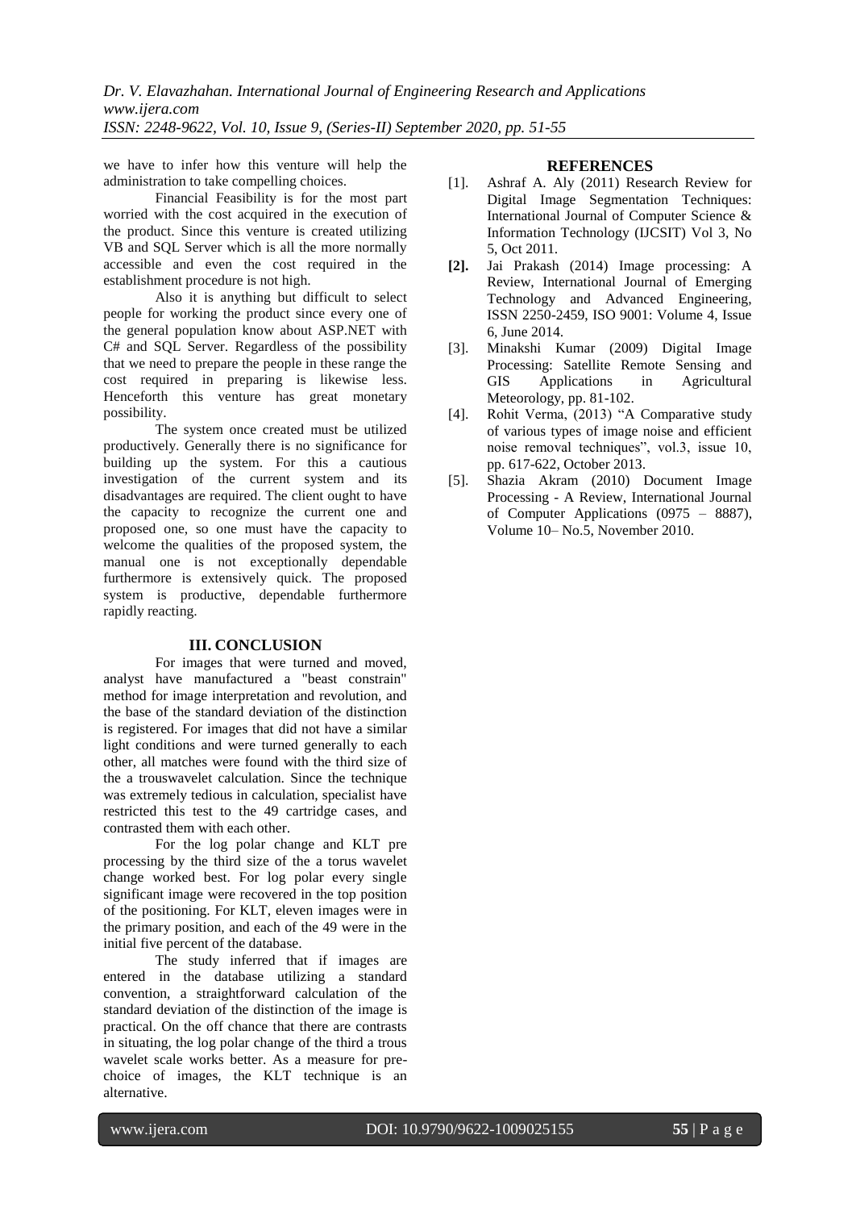we have to infer how this venture will help the administration to take compelling choices.

Financial Feasibility is for the most part worried with the cost acquired in the execution of the product. Since this venture is created utilizing VB and SQL Server which is all the more normally accessible and even the cost required in the establishment procedure is not high.

Also it is anything but difficult to select people for working the product since every one of the general population know about ASP.NET with C# and SQL Server. Regardless of the possibility that we need to prepare the people in these range the cost required in preparing is likewise less. Henceforth this venture has great monetary possibility.

The system once created must be utilized productively. Generally there is no significance for building up the system. For this a cautious investigation of the current system and its disadvantages are required. The client ought to have the capacity to recognize the current one and proposed one, so one must have the capacity to welcome the qualities of the proposed system, the manual one is not exceptionally dependable furthermore is extensively quick. The proposed system is productive, dependable furthermore rapidly reacting.

## III. CONCLUSION

For images that were turned and moved, analyst have manufactured a "beast constrain" method for image interpretation and revolution, and the base of the standard deviation of the distinction is registered. For images that did not have a similar light conditions and were turned generally to each other, all matches were found with the third size of the a trouswavelet calculation. Since the technique was extremely tedious in calculation, specialist have restricted this test to the 49 cartridge cases, and contrasted them with each other.

For the log polar change and KLT pre processing by the third size of the a torus wavelet change worked best. For log polar every single significant image were recovered in the top position of the positioning. For KLT, eleven images were in the primary position, and each of the 49 were in the initial five percent of the database.

The study inferred that if images are entered in the database utilizing a standard convention, a straightforward calculation of the standard deviation of the distinction of the image is practical. On the off chance that there are contrasts in situating, the log polar change of the third a trous wavelet scale works better. As a measure for pre-choice of images, the KLT technique is an alternative.

## REFERENCES

[1]. Ashraf A. Aly (2011) Research Review for Digital Image Segmentation Techniques: International Journal of Computer Science & Information Technology (IJCSIT) Vol 3, No 5, Oct 2011.

**[2].** Jai Prakash (2014) Image processing: A Review, International Journal of Emerging Technology and Advanced Engineering, ISSN 2250-2459, ISO 9001: Volume 4, Issue 6, June 2014.

[3]. Minakshi Kumar (2009) Digital Image Processing: Satellite Remote Sensing and GIS Applications in Agricultural Meteorology, pp. 81-102.

[4]. Rohit Verma, (2013) "A Comparative study of various types of image noise and efficient noise removal techniques", vol.3, issue 10, pp. 617-622, October 2013.

[5]. Shazia Akram (2010) Document Image Processing - A Review, International Journal of Computer Applications (0975 – 8887), Volume 10– No.5, November 2010.